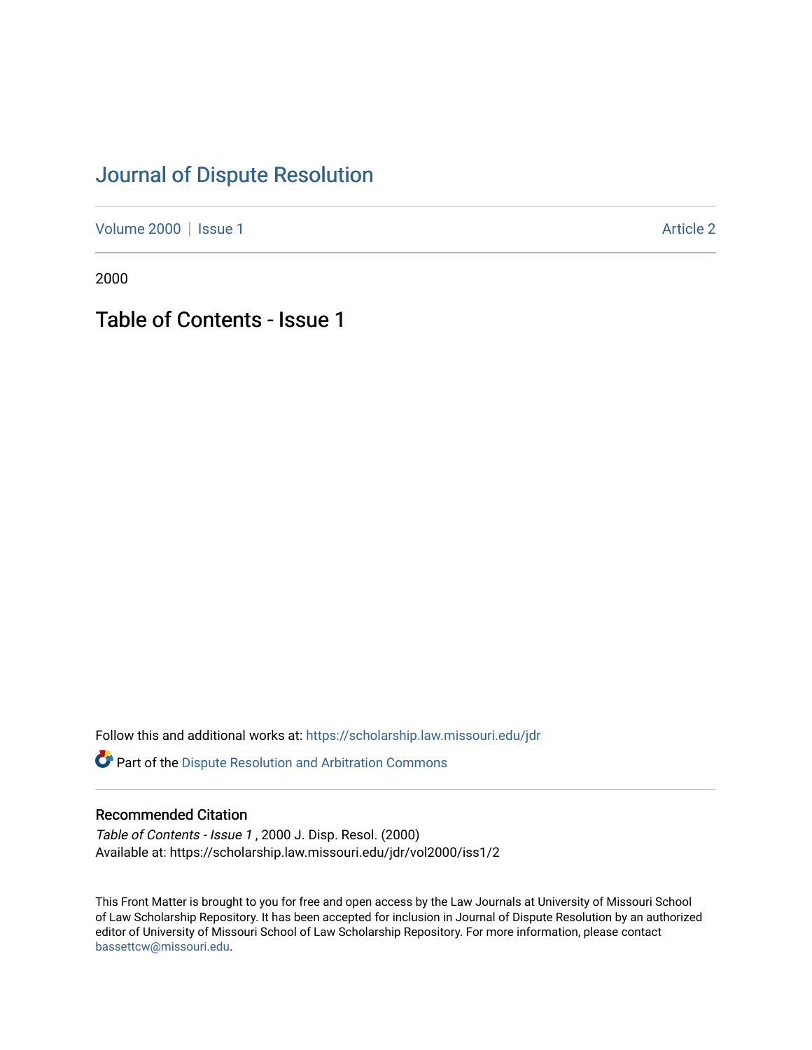# Journal of Dispute Resolution

Volume 2000 | Issue 1 | Article 2

2000

## Table of Contents - Issue 1

Follow this and additional works at: https://scholarship.law.missouri.edu/jdr

Part of the Dispute Resolution and Arbitration Commons

### Recommended Citation

*Table of Contents - Issue 1* , 2000 J. Disp. Resol. (2000)
Available at: https://scholarship.law.missouri.edu/jdr/vol2000/iss1/2

This Front Matter is brought to you for free and open access by the Law Journals at University of Missouri School of Law Scholarship Repository. It has been accepted for inclusion in Journal of Dispute Resolution by an authorized editor of University of Missouri School of Law Scholarship Repository. For more information, please contact bassettcw@missouri.edu.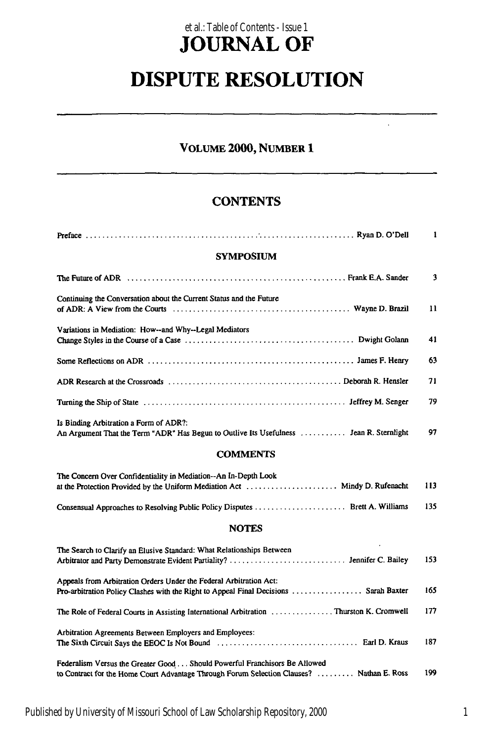# JOURNAL OF

# DISPUTE RESOLUTION

## VOLUME 2000, NUMBER 1

## CONTENTS

Preface ........................................................................ Ryan D. O'Dell 1

### SYMPOSIUM

The Future of ADR ........................................................................ Frank E.A. Sander 3

Continuing the Conversation about the Current Status and the Future of ADR: A View from the Courts ........................................ Wayne D. Brazil 11

Variations in Mediation: How--and Why--Legal Mediators Change Styles in the Course of a Case ........................................ Dwight Golann 41

Some Reflections on ADR ........................................................................ James F. Henry 63

ADR Research at the Crossroads ........................................ Deborah R. Hensler 71

Turning the Ship of State ........................................................................ Jeffrey M. Senger 79

Is Binding Arbitration a Form of ADR?: An Argument That the Term "ADR" Has Begun to Outlive Its Usefulness ........... Jean R. Sternlight 97

### COMMENTS

The Concern Over Confidentiality in Mediation--An In-Depth Look at the Protection Provided by the Uniform Mediation Act ...................... Mindy D. Rufenacht 113

Consensual Approaches to Resolving Public Policy Disputes ...................... Brett A. Williams 135

### NOTES

The Search to Clarify an Elusive Standard: What Relationships Between Arbitrator and Party Demonstrate Evident Partiality? ............................ Jennifer C. Bailey 153

Appeals from Arbitration Orders Under the Federal Arbitration Act: Pro-arbitration Policy Clashes with the Right to Appeal Final Decisions ................. Sarah Baxter 165

The Role of Federal Courts in Assisting International Arbitration ............... Thurston K. Cromwell 177

Arbitration Agreements Between Employers and Employees: The Sixth Circuit Says the EEOC Is Not Bound ........................................ Earl D. Kraus 187

Federalism Versus the Greater Good . . . Should Powerful Franchisors Be Allowed to Contract for the Home Court Advantage Through Forum Selection Clauses? ......... Nathan E. Ross 199